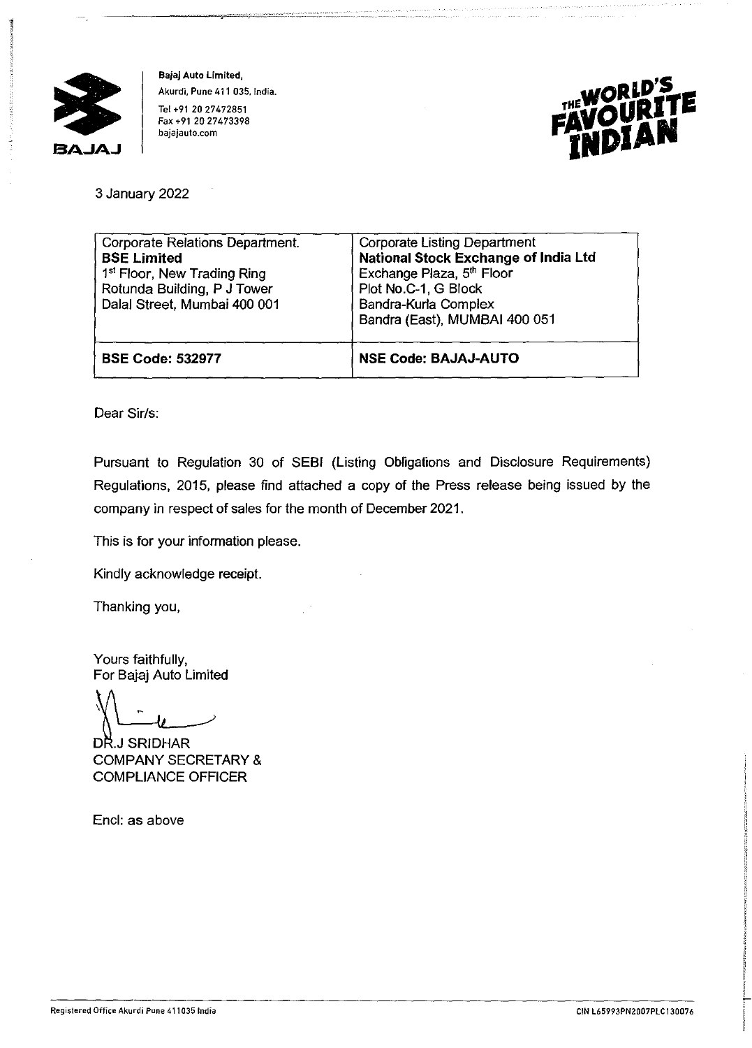**Bajaj Auto Limited,**
Akurdi, Pune 411 035, India.
Tel +91 20 27472851
Fax +91 20 27473398
bajajauto.com

3 January 2022

| Corporate Relations Department.<br>**BSE Limited**<br>1st Floor, New Trading Ring<br>Rotunda Building, P J Tower<br>Dalal Street, Mumbai 400 001 | Corporate Listing Department<br>**National Stock Exchange of India Ltd**<br>Exchange Plaza, 5th Floor<br>Plot No.C-1, G Block<br>Bandra-Kurla Complex<br>Bandra (East), MUMBAI 400 051 |
|---|---|
| **BSE Code: 532977** | **NSE Code: BAJAJ-AUTO** |

Dear Sir/s:

Pursuant to Regulation 30 of SEBI (Listing Obligations and Disclosure Requirements) Regulations, 2015, please find attached a copy of the Press release being issued by the company in respect of sales for the month of December 2021.

This is for your information please.

Kindly acknowledge receipt.

Thanking you,

Yours faithfully,
For Bajaj Auto Limited

DR.J SRIDHAR
COMPANY SECRETARY &
COMPLIANCE OFFICER

Encl: as above

Registered Office Akurdi Pune 411035 India
CIN L65993PN2007PLC130076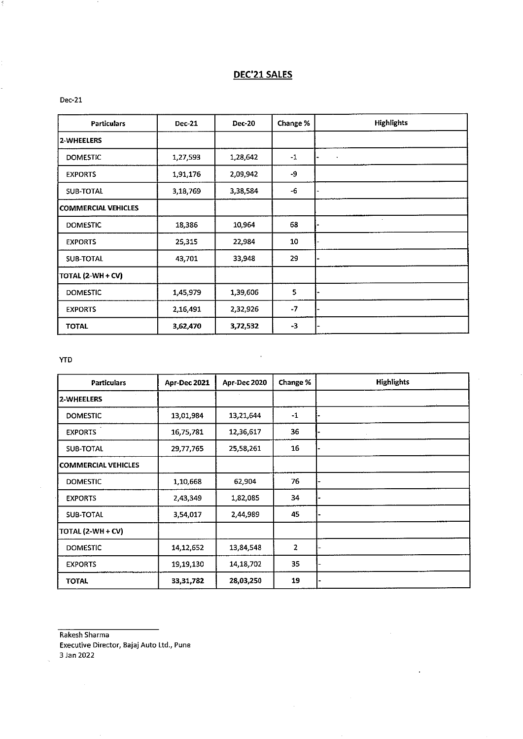## DEC'21 SALES

Dec-21

| Particulars | Dec-21 | Dec-20 | Change % | Highlights |
|---|---|---|---|---|
| **2-WHEELERS** | | | | |
| DOMESTIC | 1,27,593 | 1,28,642 | -1 | - |
| EXPORTS | 1,91,176 | 2,09,942 | -9 | |
| SUB-TOTAL | 3,18,769 | 3,38,584 | -6 | - |
| **COMMERCIAL VEHICLES** | | | | |
| DOMESTIC | 18,386 | 10,964 | 68 | - |
| EXPORTS | 25,315 | 22,984 | 10 | - |
| SUB-TOTAL | 43,701 | 33,948 | 29 | - |
| **TOTAL (2-WH + CV)** | | | | |
| DOMESTIC | 1,45,979 | 1,39,606 | 5 | - |
| EXPORTS | 2,16,491 | 2,32,926 | -7 | - |
| **TOTAL** | **3,62,470** | **3,72,532** | **-3** | - |

YTD

| Particulars | Apr-Dec 2021 | Apr-Dec 2020 | Change % | Highlights |
|---|---|---|---|---|
| **2-WHEELERS** | | | | |
| DOMESTIC | 13,01,984 | 13,21,644 | -1 | - |
| EXPORTS | 16,75,781 | 12,36,617 | 36 | - |
| SUB-TOTAL | 29,77,765 | 25,58,261 | 16 | - |
| **COMMERCIAL VEHICLES** | | | | |
| DOMESTIC | 1,10,668 | 62,904 | 76 | - |
| EXPORTS | 2,43,349 | 1,82,085 | 34 | - |
| SUB-TOTAL | 3,54,017 | 2,44,989 | 45 | - |
| **TOTAL (2-WH + CV)** | | | | |
| DOMESTIC | 14,12,652 | 13,84,548 | 2 | - |
| EXPORTS | 19,19,130 | 14,18,702 | 35 | - |
| **TOTAL** | **33,31,782** | **28,03,250** | **19** | - |

Rakesh Sharma
Executive Director, Bajaj Auto Ltd., Pune
3 Jan 2022